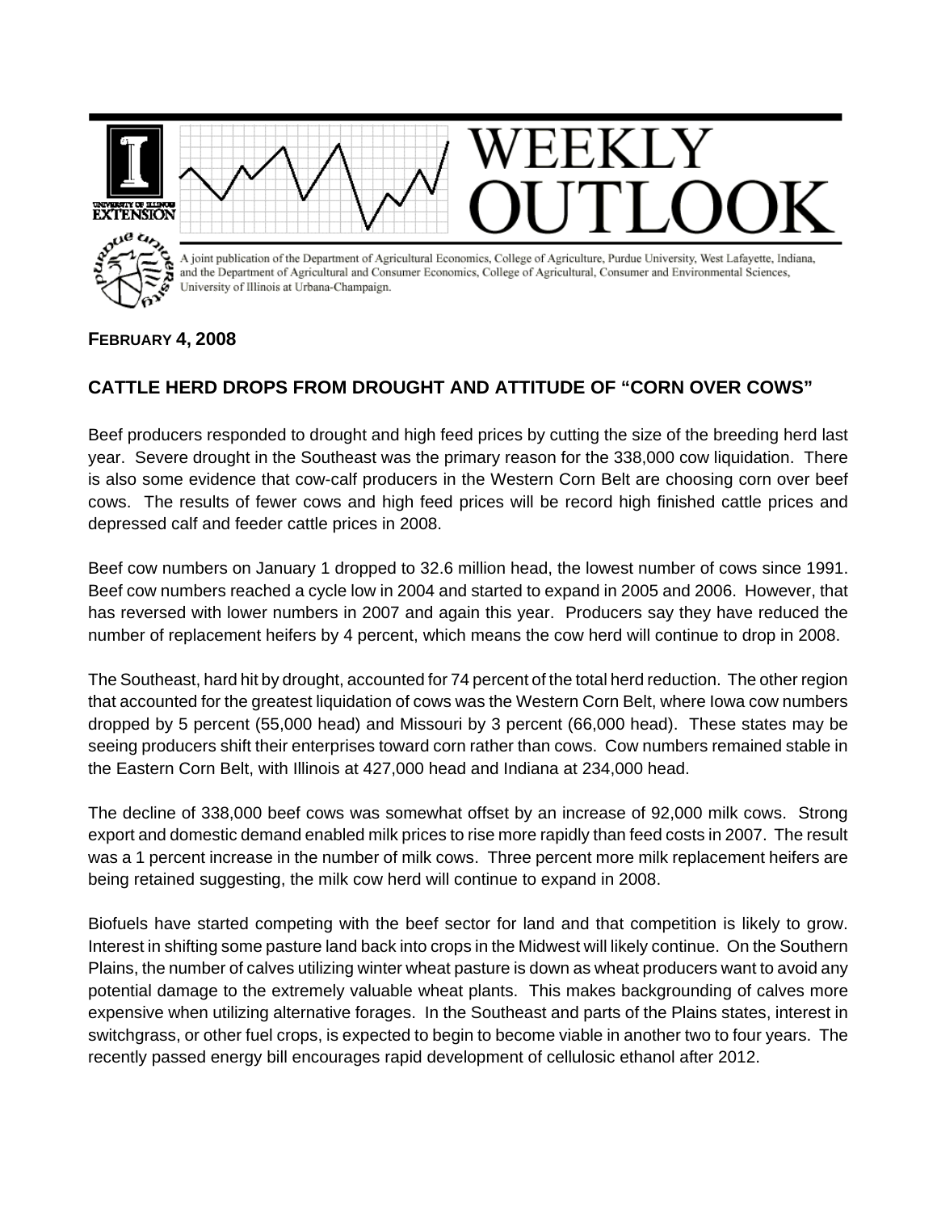# WEEKLY OUTLOOK

A joint publication of the Department of Agricultural Economics, College of Agriculture, Purdue University, West Lafayette, Indiana, and the Department of Agricultural and Consumer Economics, College of Agricultural, Consumer and Environmental Sciences, University of Illinois at Urbana-Champaign.

**FEBRUARY 4, 2008**

## CATTLE HERD DROPS FROM DROUGHT AND ATTITUDE OF "CORN OVER COWS"

Beef producers responded to drought and high feed prices by cutting the size of the breeding herd last year. Severe drought in the Southeast was the primary reason for the 338,000 cow liquidation. There is also some evidence that cow-calf producers in the Western Corn Belt are choosing corn over beef cows. The results of fewer cows and high feed prices will be record high finished cattle prices and depressed calf and feeder cattle prices in 2008.

Beef cow numbers on January 1 dropped to 32.6 million head, the lowest number of cows since 1991. Beef cow numbers reached a cycle low in 2004 and started to expand in 2005 and 2006. However, that has reversed with lower numbers in 2007 and again this year. Producers say they have reduced the number of replacement heifers by 4 percent, which means the cow herd will continue to drop in 2008.

The Southeast, hard hit by drought, accounted for 74 percent of the total herd reduction. The other region that accounted for the greatest liquidation of cows was the Western Corn Belt, where Iowa cow numbers dropped by 5 percent (55,000 head) and Missouri by 3 percent (66,000 head). These states may be seeing producers shift their enterprises toward corn rather than cows. Cow numbers remained stable in the Eastern Corn Belt, with Illinois at 427,000 head and Indiana at 234,000 head.

The decline of 338,000 beef cows was somewhat offset by an increase of 92,000 milk cows. Strong export and domestic demand enabled milk prices to rise more rapidly than feed costs in 2007. The result was a 1 percent increase in the number of milk cows. Three percent more milk replacement heifers are being retained suggesting, the milk cow herd will continue to expand in 2008.

Biofuels have started competing with the beef sector for land and that competition is likely to grow. Interest in shifting some pasture land back into crops in the Midwest will likely continue. On the Southern Plains, the number of calves utilizing winter wheat pasture is down as wheat producers want to avoid any potential damage to the extremely valuable wheat plants. This makes backgrounding of calves more expensive when utilizing alternative forages. In the Southeast and parts of the Plains states, interest in switchgrass, or other fuel crops, is expected to begin to become viable in another two to four years. The recently passed energy bill encourages rapid development of cellulosic ethanol after 2012.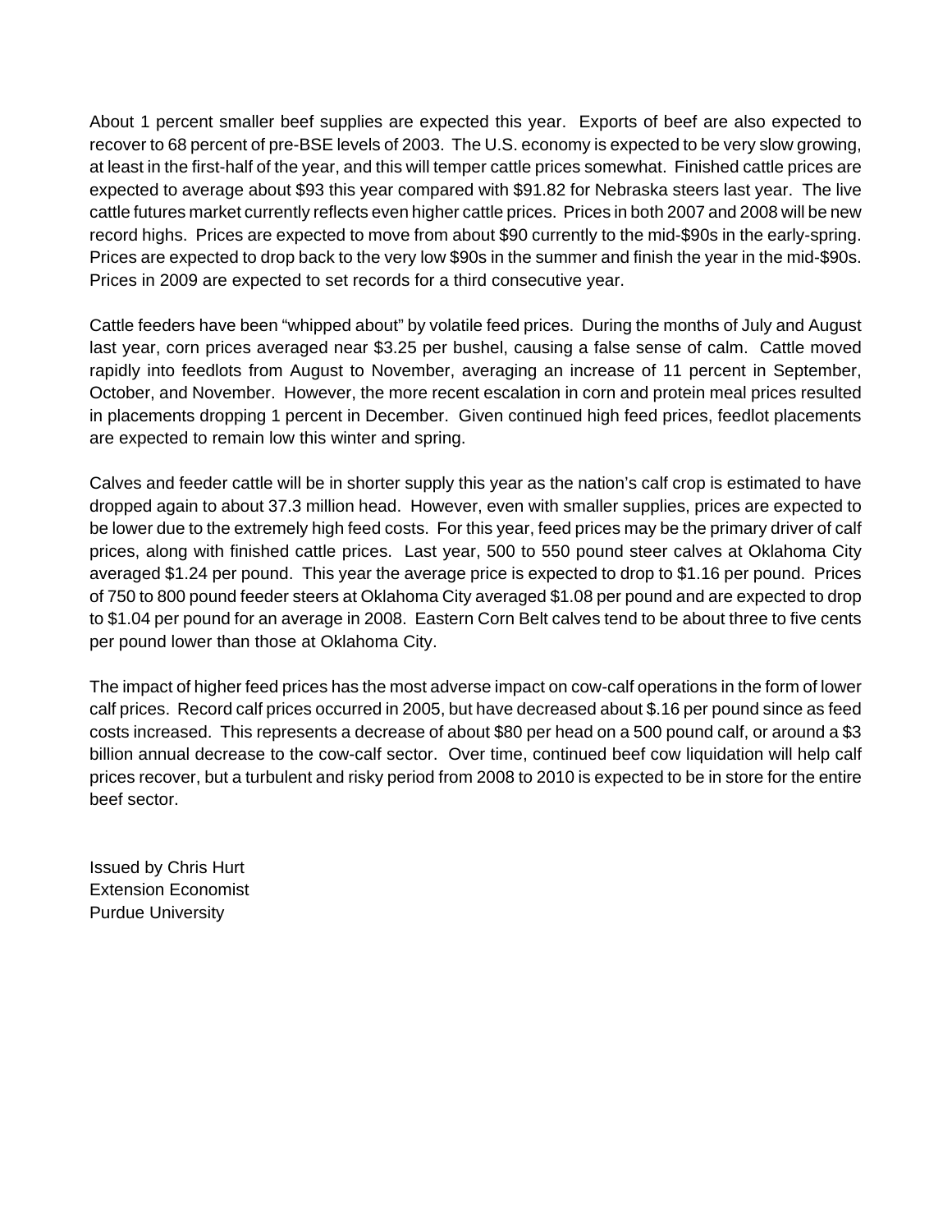About 1 percent smaller beef supplies are expected this year. Exports of beef are also expected to recover to 68 percent of pre-BSE levels of 2003. The U.S. economy is expected to be very slow growing, at least in the first-half of the year, and this will temper cattle prices somewhat. Finished cattle prices are expected to average about $93 this year compared with $91.82 for Nebraska steers last year. The live cattle futures market currently reflects even higher cattle prices. Prices in both 2007 and 2008 will be new record highs. Prices are expected to move from about $90 currently to the mid-$90s in the early-spring. Prices are expected to drop back to the very low $90s in the summer and finish the year in the mid-$90s. Prices in 2009 are expected to set records for a third consecutive year.

Cattle feeders have been "whipped about" by volatile feed prices. During the months of July and August last year, corn prices averaged near $3.25 per bushel, causing a false sense of calm. Cattle moved rapidly into feedlots from August to November, averaging an increase of 11 percent in September, October, and November. However, the more recent escalation in corn and protein meal prices resulted in placements dropping 1 percent in December. Given continued high feed prices, feedlot placements are expected to remain low this winter and spring.

Calves and feeder cattle will be in shorter supply this year as the nation's calf crop is estimated to have dropped again to about 37.3 million head. However, even with smaller supplies, prices are expected to be lower due to the extremely high feed costs. For this year, feed prices may be the primary driver of calf prices, along with finished cattle prices. Last year, 500 to 550 pound steer calves at Oklahoma City averaged $1.24 per pound. This year the average price is expected to drop to $1.16 per pound. Prices of 750 to 800 pound feeder steers at Oklahoma City averaged $1.08 per pound and are expected to drop to $1.04 per pound for an average in 2008. Eastern Corn Belt calves tend to be about three to five cents per pound lower than those at Oklahoma City.

The impact of higher feed prices has the most adverse impact on cow-calf operations in the form of lower calf prices. Record calf prices occurred in 2005, but have decreased about $.16 per pound since as feed costs increased. This represents a decrease of about $80 per head on a 500 pound calf, or around a $3 billion annual decrease to the cow-calf sector. Over time, continued beef cow liquidation will help calf prices recover, but a turbulent and risky period from 2008 to 2010 is expected to be in store for the entire beef sector.

Issued by Chris Hurt  
Extension Economist  
Purdue University